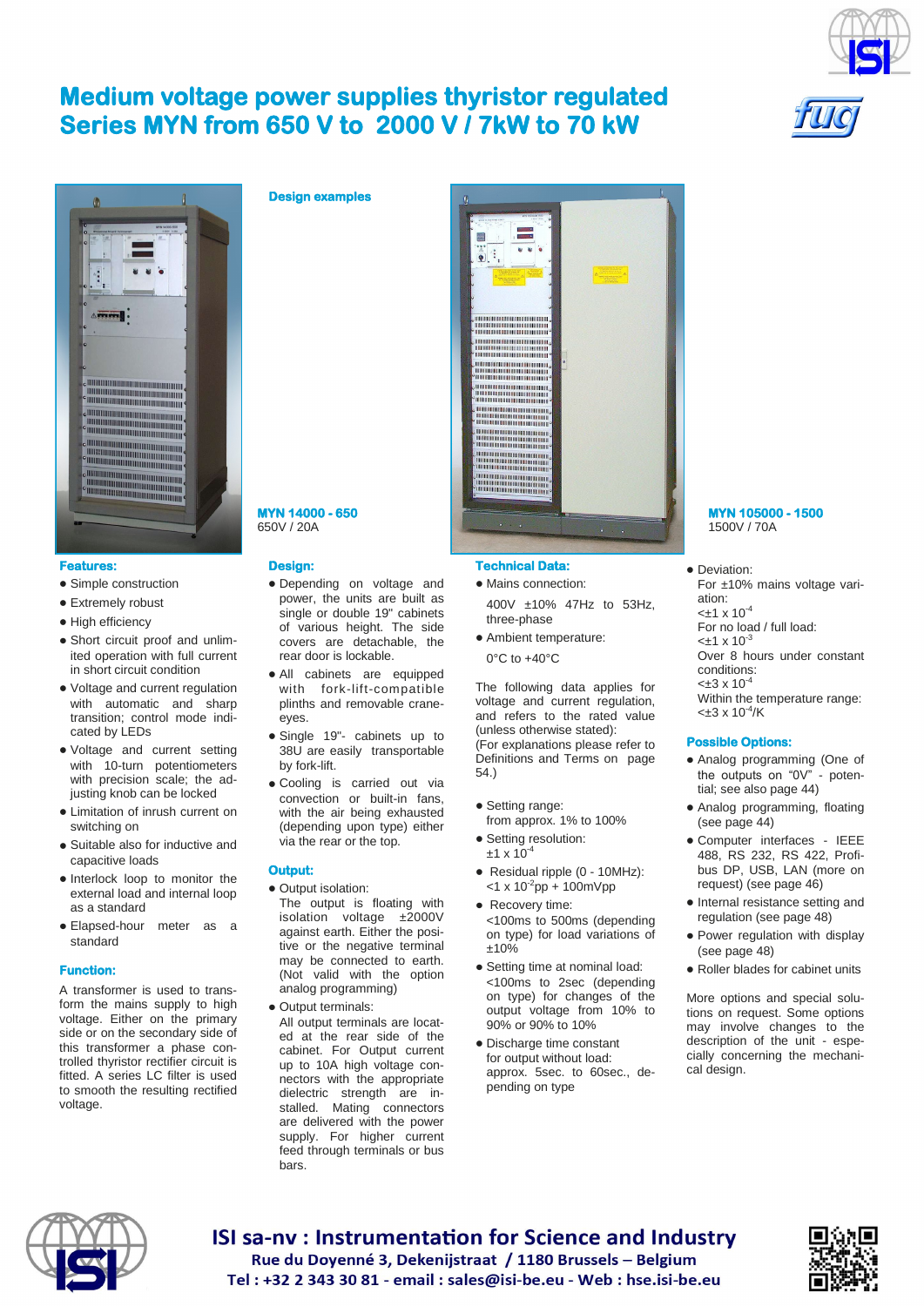# Medium voltage power supplies thyristor regulated
# Series MYN from 650 V to 2000 V / 7kW to 70 kW

**Design examples**

**MYN 14000 - 650**
650V / 20A

**MYN 105000 - 1500**
1500V / 70A

## Features:

- Simple construction
- Extremely robust
- High efficiency
- Short circuit proof and unlimited operation with full current in short circuit condition
- Voltage and current regulation with automatic and sharp transition; control mode indicated by LEDs
- Voltage and current setting with 10-turn potentiometers with precision scale; the adjusting knob can be locked
- Limitation of inrush current on switching on
- Suitable also for inductive and capacitive loads
- Interlock loop to monitor the external load and internal loop as a standard
- Elapsed-hour meter as a standard

## Function:

A transformer is used to transform the mains supply to high voltage. Either on the primary side or on the secondary side of this transformer a phase controlled thyristor rectifier circuit is fitted. A series LC filter is used to smooth the resulting rectified voltage.

## Design:

- Depending on voltage and power, the units are built as single or double 19" cabinets of various height. The side covers are detachable, the rear door is lockable.
- All cabinets are equipped with fork-lift-compatible plinths and removable crane-eyes.
- Single 19"- cabinets up to 38U are easily transportable by fork-lift.
- Cooling is carried out via convection or built-in fans, with the air being exhausted (depending upon type) either via the rear or the top.

## Output:

- Output isolation:
  The output is floating with isolation voltage ±2000V against earth. Either the positive or the negative terminal may be connected to earth. (Not valid with the option analog programming)
- Output terminals:
  All output terminals are located at the rear side of the cabinet. For Output current up to 10A high voltage connectors with the appropriate dielectric strength are installed. Mating connectors are delivered with the power supply. For higher current feed through terminals or bus bars.

## Technical Data:

- Mains connection:
  400V ±10% 47Hz to 53Hz, three-phase
- Ambient temperature:
  0°C to +40°C

The following data applies for voltage and current regulation, and refers to the rated value (unless otherwise stated):
(For explanations please refer to Definitions and Terms on page 54.)

- Setting range:
  from approx. 1% to 100%
- Setting resolution:
  $\pm 1 \times 10^{-4}$
- Residual ripple (0 - 10MHz):
  $<1 \times 10^{-2}$pp + 100mVpp
- Recovery time:
  <100ms to 500ms (depending on type) for load variations of ±10%
- Setting time at nominal load:
  <100ms to 2sec (depending on type) for changes of the output voltage from 10% to 90% or 90% to 10%
- Discharge time constant for output without load:
  approx. 5sec. to 60sec., depending on type
- Deviation:
  For ±10% mains voltage variation:
  $<\pm 1 \times 10^{-4}$
  For no load / full load:
  $<\pm 1 \times 10^{-3}$
  Over 8 hours under constant conditions:
  $<\pm 3 \times 10^{-4}$
  Within the temperature range:
  $<\pm 3 \times 10^{-4}$/K

## Possible Options:

- Analog programming (One of the outputs on "0V" - potential; see also page 44)
- Analog programming, floating (see page 44)
- Computer interfaces - IEEE 488, RS 232, RS 422, Profibus DP, USB, LAN (more on request) (see page 46)
- Internal resistance setting and regulation (see page 48)
- Power regulation with display (see page 48)
- Roller blades for cabinet units

More options and special solutions on request. Some options may involve changes to the description of the unit - especially concerning the mechanical design.

**ISI sa-nv : Instrumentation for Science and Industry**
Rue du Doyenné 3, Dekenijstraat / 1180 Brussels – Belgium
Tel : +32 2 343 30 81 - email : sales@isi-be.eu - Web : hse.isi-be.eu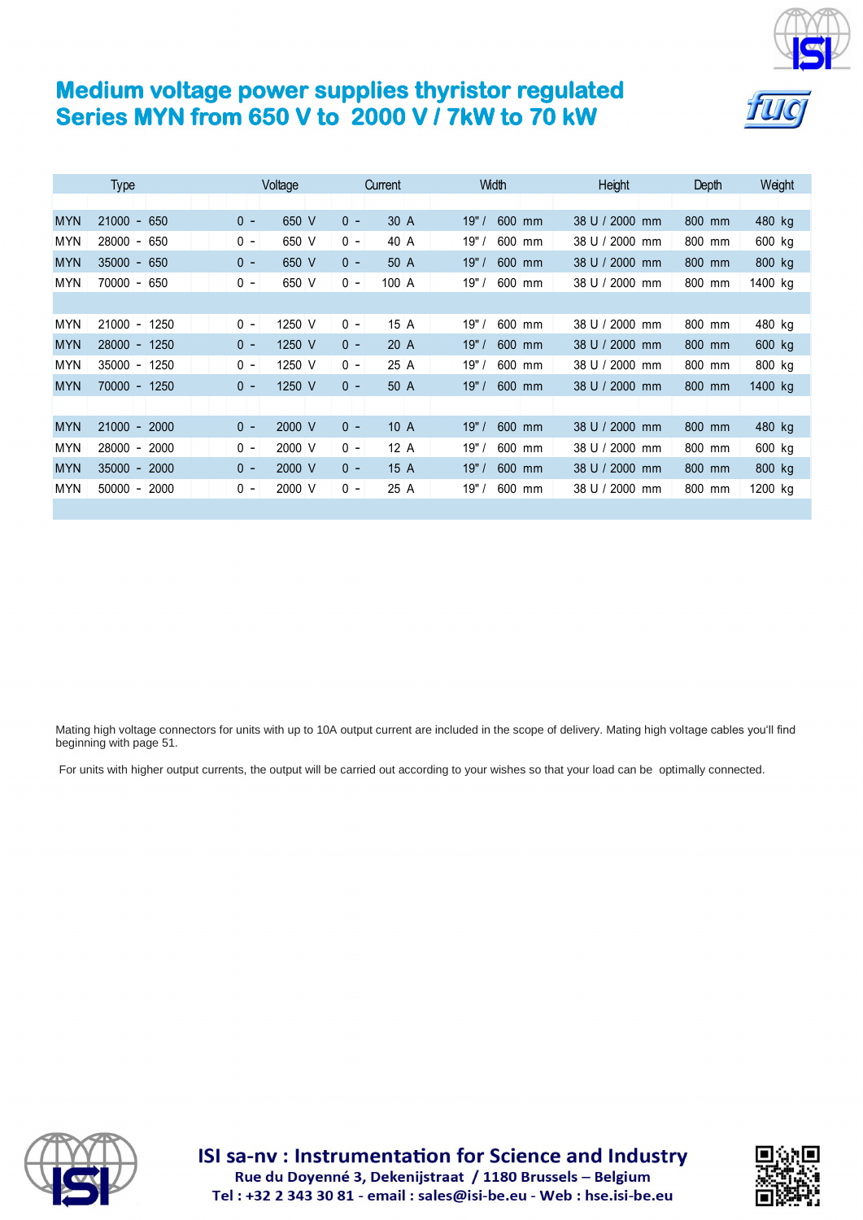# Medium voltage power supplies thyristor regulated
# Series MYN from 650 V to 2000 V / 7kW to 70 kW

| Type | Voltage | Current | Width | Height | Depth | Weight |
|---|---|---|---|---|---|---|
| MYN 21000 - 650 | 0 - 650 V | 0 - 30 A | 19" / 600 mm | 38 U / 2000 mm | 800 mm | 480 kg |
| MYN 28000 - 650 | 0 - 650 V | 0 - 40 A | 19" / 600 mm | 38 U / 2000 mm | 800 mm | 600 kg |
| MYN 35000 - 650 | 0 - 650 V | 0 - 50 A | 19" / 600 mm | 38 U / 2000 mm | 800 mm | 800 kg |
| MYN 70000 - 650 | 0 - 650 V | 0 - 100 A | 19" / 600 mm | 38 U / 2000 mm | 800 mm | 1400 kg |
| MYN 21000 - 1250 | 0 - 1250 V | 0 - 15 A | 19" / 600 mm | 38 U / 2000 mm | 800 mm | 480 kg |
| MYN 28000 - 1250 | 0 - 1250 V | 0 - 20 A | 19" / 600 mm | 38 U / 2000 mm | 800 mm | 600 kg |
| MYN 35000 - 1250 | 0 - 1250 V | 0 - 25 A | 19" / 600 mm | 38 U / 2000 mm | 800 mm | 800 kg |
| MYN 70000 - 1250 | 0 - 1250 V | 0 - 50 A | 19" / 600 mm | 38 U / 2000 mm | 800 mm | 1400 kg |
| MYN 21000 - 2000 | 0 - 2000 V | 0 - 10 A | 19" / 600 mm | 38 U / 2000 mm | 800 mm | 480 kg |
| MYN 28000 - 2000 | 0 - 2000 V | 0 - 12 A | 19" / 600 mm | 38 U / 2000 mm | 800 mm | 600 kg |
| MYN 35000 - 2000 | 0 - 2000 V | 0 - 15 A | 19" / 600 mm | 38 U / 2000 mm | 800 mm | 800 kg |
| MYN 50000 - 2000 | 0 - 2000 V | 0 - 25 A | 19" / 600 mm | 38 U / 2000 mm | 800 mm | 1200 kg |

Mating high voltage connectors for units with up to 10A output current are included in the scope of delivery. Mating high voltage cables you'll find beginning with page 51.

For units with higher output currents, the output will be carried out according to your wishes so that your load can be optimally connected.

**ISI sa-nv : Instrumentation for Science and Industry**
**Rue du Doyenné 3, Dekenijstraat / 1180 Brussels – Belgium**
**Tel : +32 2 343 30 81 - email : sales@isi-be.eu - Web : hse.isi-be.eu**